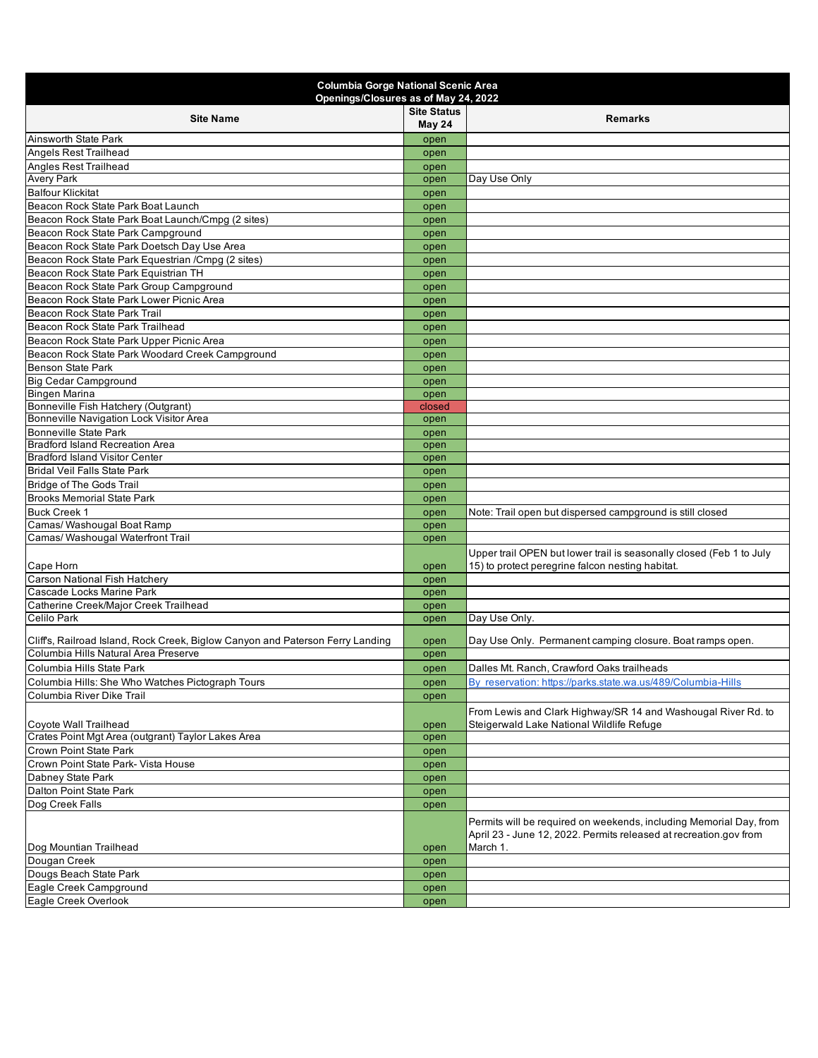**Columbia Gorge National Scenic Area**
**Openings/Closures as of May 24, 2022**

| Site Name | Site Status May 24 | Remarks |
|---|---|---|
| Ainsworth State Park | open | |
| Angels Rest Trailhead | open | |
| Angles Rest Trailhead | open | |
| Avery Park | open | Day Use Only |
| Balfour Klickitat | open | |
| Beacon Rock State Park Boat Launch | open | |
| Beacon Rock State Park Boat Launch/Cmpg (2 sites) | open | |
| Beacon Rock State Park Campground | open | |
| Beacon Rock State Park Doetsch Day Use Area | open | |
| Beacon Rock State Park Equestrian /Cmpg (2 sites) | open | |
| Beacon Rock State Park Equistrian TH | open | |
| Beacon Rock State Park Group Campground | open | |
| Beacon Rock State Park Lower Picnic Area | open | |
| Beacon Rock State Park Trail | open | |
| Beacon Rock State Park Trailhead | open | |
| Beacon Rock State Park Upper Picnic Area | open | |
| Beacon Rock State Park Woodard Creek Campground | open | |
| Benson State Park | open | |
| Big Cedar Campground | open | |
| Bingen Marina | open | |
| Bonneville Fish Hatchery (Outgrant) | closed | |
| Bonneville Navigation Lock Visitor Area | open | |
| Bonneville State Park | open | |
| Bradford Island Recreation Area | open | |
| Bradford Island Visitor Center | open | |
| Bridal Veil Falls State Park | open | |
| Bridge of The Gods Trail | open | |
| Brooks Memorial State Park | open | |
| Buck Creek 1 | open | Note: Trail open but dispersed campground is still closed |
| Camas/ Washougal Boat Ramp | open | |
| Camas/ Washougal Waterfront Trail | open | |
| Cape Horn | open | Upper trail OPEN but lower trail is seasonally closed (Feb 1 to July 15) to protect peregrine falcon nesting habitat. |
| Carson National Fish Hatchery | open | |
| Cascade Locks Marine Park | open | |
| Catherine Creek/Major Creek Trailhead | open | |
| Celilo Park | open | Day Use Only. |
| Cliff's, Railroad Island, Rock Creek, Biglow Canyon and Paterson Ferry Landing | open | Day Use Only. Permanent camping closure. Boat ramps open. |
| Columbia Hills Natural Area Preserve | open | |
| Columbia Hills State Park | open | Dalles Mt. Ranch, Crawford Oaks trailheads |
| Columbia Hills: She Who Watches Pictograph Tours | open | By reservation: https://parks.state.wa.us/489/Columbia-Hills |
| Columbia River Dike Trail | open | |
| Coyote Wall Trailhead | open | From Lewis and Clark Highway/SR 14 and Washougal River Rd. to Steigerwald Lake National Wildlife Refuge |
| Crates Point Mgt Area (outgrant) Taylor Lakes Area | open | |
| Crown Point State Park | open | |
| Crown Point State Park- Vista House | open | |
| Dabney State Park | open | |
| Dalton Point State Park | open | |
| Dog Creek Falls | open | |
| Dog Mountian Trailhead | open | Permits will be required on weekends, including Memorial Day, from April 23 - June 12, 2022. Permits released at recreation.gov from March 1. |
| Dougan Creek | open | |
| Dougs Beach State Park | open | |
| Eagle Creek Campground | open | |
| Eagle Creek Overlook | open | |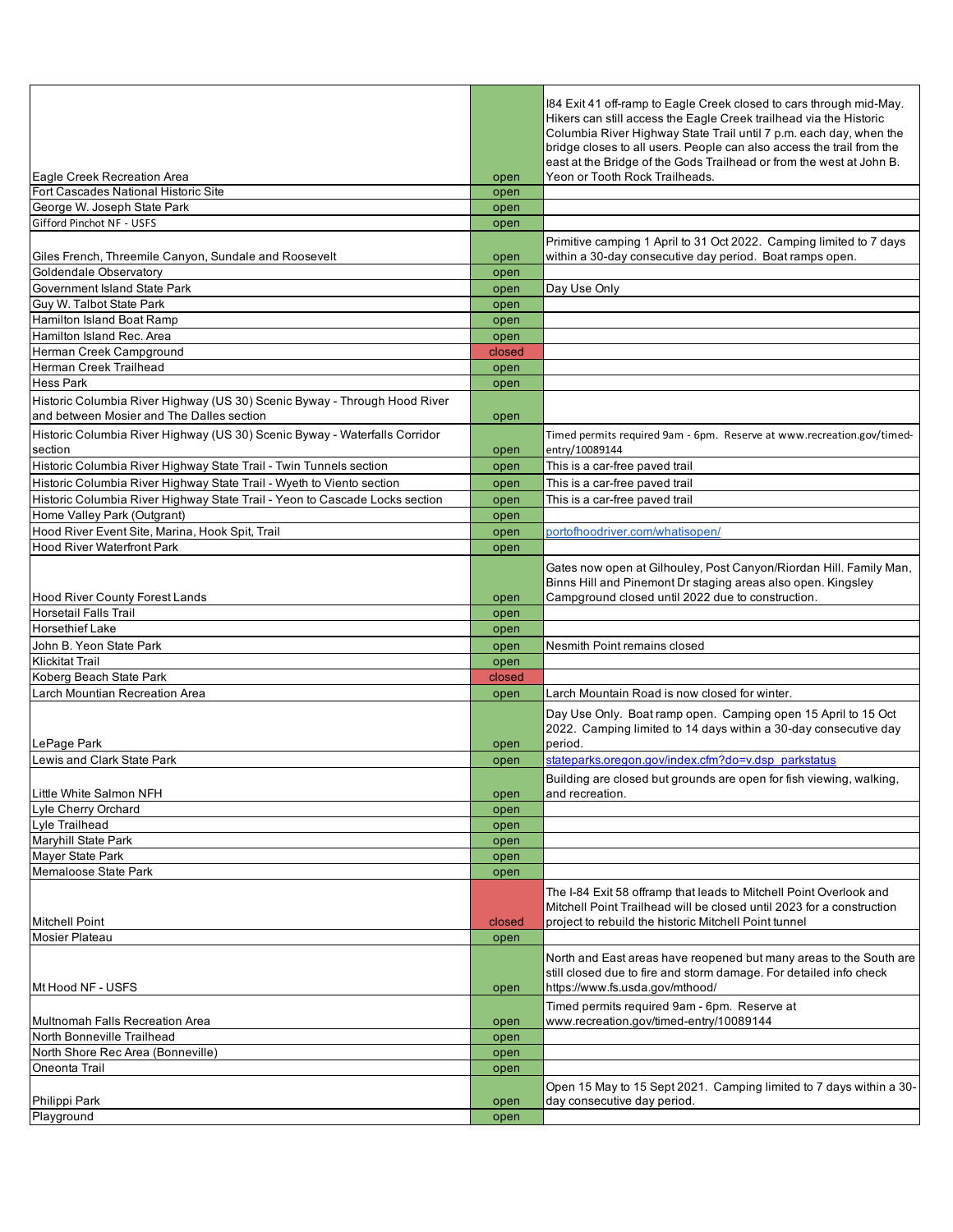| | | |
|---|---|---|
| Eagle Creek Recreation Area | open | I84 Exit 41 off-ramp to Eagle Creek closed to cars through mid-May. Hikers can still access the Eagle Creek trailhead via the Historic Columbia River Highway State Trail until 7 p.m. each day, when the bridge closes to all users. People can also access the trail from the east at the Bridge of the Gods Trailhead or from the west at John B. Yeon or Tooth Rock Trailheads. |
| Fort Cascades National Historic Site | open | |
| George W. Joseph State Park | open | |
| Gifford Pinchot NF - USFS | open | |
| Giles French, Threemile Canyon, Sundale and Roosevelt | open | Primitive camping 1 April to 31 Oct 2022. Camping limited to 7 days within a 30-day consecutive day period. Boat ramps open. |
| Goldendale Observatory | open | |
| Government Island State Park | open | Day Use Only |
| Guy W. Talbot State Park | open | |
| Hamilton Island Boat Ramp | open | |
| Hamilton Island Rec. Area | open | |
| Herman Creek Campground | closed | |
| Herman Creek Trailhead | open | |
| Hess Park | open | |
| Historic Columbia River Highway (US 30) Scenic Byway - Through Hood River and between Mosier and The Dalles section | open | |
| Historic Columbia River Highway (US 30) Scenic Byway - Waterfalls Corridor section | open | Timed permits required 9am - 6pm. Reserve at www.recreation.gov/timed-entry/10089144 |
| Historic Columbia River Highway State Trail - Twin Tunnels section | open | This is a car-free paved trail |
| Historic Columbia River Highway State Trail - Wyeth to Viento section | open | This is a car-free paved trail |
| Historic Columbia River Highway State Trail - Yeon to Cascade Locks section | open | This is a car-free paved trail |
| Home Valley Park (Outgrant) | open | |
| Hood River Event Site, Marina, Hook Spit, Trail | open | portofhoodriver.com/whatisopen/ |
| Hood River Waterfront Park | open | |
| Hood River County Forest Lands | open | Gates now open at Gilhouley, Post Canyon/Riordan Hill. Family Man, Binns Hill and Pinemont Dr staging areas also open. Kingsley Campground closed until 2022 due to construction. |
| Horsetail Falls Trail | open | |
| Horsethief Lake | open | |
| John B. Yeon State Park | open | Nesmith Point remains closed |
| Klickitat Trail | open | |
| Koberg Beach State Park | closed | |
| Larch Mountian Recreation Area | open | Larch Mountain Road is now closed for winter. |
| LePage Park | open | Day Use Only. Boat ramp open. Camping open 15 April to 15 Oct 2022. Camping limited to 14 days within a 30-day consecutive day period. |
| Lewis and Clark State Park | open | stateparks.oregon.gov/index.cfm?do=v.dsp_parkstatus |
| Little White Salmon NFH | open | Building are closed but grounds are open for fish viewing, walking, and recreation. |
| Lyle Cherry Orchard | open | |
| Lyle Trailhead | open | |
| Maryhill State Park | open | |
| Mayer State Park | open | |
| Memaloose State Park | open | |
| Mitchell Point | closed | The I-84 Exit 58 offramp that leads to Mitchell Point Overlook and Mitchell Point Trailhead will be closed until 2023 for a construction project to rebuild the historic Mitchell Point tunnel |
| Mosier Plateau | open | |
| Mt Hood NF - USFS | open | North and East areas have reopened but many areas to the South are still closed due to fire and storm damage. For detailed info check https://www.fs.usda.gov/mthood/ |
| Multnomah Falls Recreation Area | open | Timed permits required 9am - 6pm. Reserve at www.recreation.gov/timed-entry/10089144 |
| North Bonneville Trailhead | open | |
| North Shore Rec Area (Bonneville) | open | |
| Oneonta Trail | open | |
| Philippi Park | open | Open 15 May to 15 Sept 2021. Camping limited to 7 days within a 30-day consecutive day period. |
| Playground | open | |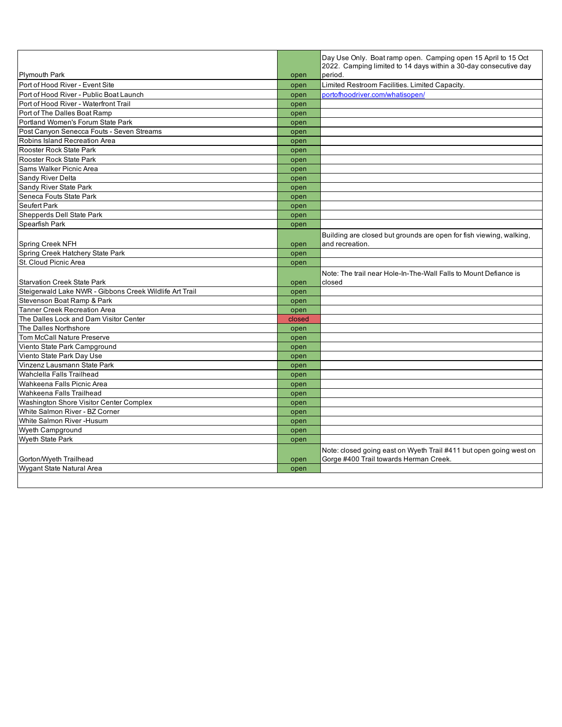| | | |
|---|---|---|
| Plymouth Park | open | Day Use Only. Boat ramp open. Camping open 15 April to 15 Oct 2022. Camping limited to 14 days within a 30-day consecutive day period. |
| Port of Hood River - Event Site | open | Limited Restroom Facilities. Limited Capacity. |
| Port of Hood River - Public Boat Launch | open | portofhoodriver.com/whatisopen/ |
| Port of Hood River - Waterfront Trail | open | |
| Port of The Dalles Boat Ramp | open | |
| Portland Women's Forum State Park | open | |
| Post Canyon Senecca Fouts - Seven Streams | open | |
| Robins Island Recreation Area | open | |
| Rooster Rock State Park | open | |
| Rooster Rock State Park | open | |
| Sams Walker Picnic Area | open | |
| Sandy River Delta | open | |
| Sandy River State Park | open | |
| Seneca Fouts State Park | open | |
| Seufert Park | open | |
| Shepperds Dell State Park | open | |
| Spearfish Park | open | |
| Spring Creek NFH | open | Building are closed but grounds are open for fish viewing, walking, and recreation. |
| Spring Creek Hatchery State Park | open | |
| St. Cloud Picnic Area | open | |
| Starvation Creek State Park | open | Note: The trail near Hole-In-The-Wall Falls to Mount Defiance is closed |
| Steigerwald Lake NWR - Gibbons Creek Wildlife Art Trail | open | |
| Stevenson Boat Ramp & Park | open | |
| Tanner Creek Recreation Area | open | |
| The Dalles Lock and Dam Visitor Center | closed | |
| The Dalles Northshore | open | |
| Tom McCall Nature Preserve | open | |
| Viento State Park Campground | open | |
| Viento State Park Day Use | open | |
| Vinzenz Lausmann State Park | open | |
| Wahclella Falls Trailhead | open | |
| Wahkeena Falls Picnic Area | open | |
| Wahkeena Falls Trailhead | open | |
| Washington Shore Visitor Center Complex | open | |
| White Salmon River - BZ Corner | open | |
| White Salmon River -Husum | open | |
| Wyeth Campground | open | |
| Wyeth State Park | open | |
| Gorton/Wyeth Trailhead | open | Note: closed going east on Wyeth Trail #411 but open going west on Gorge #400 Trail towards Herman Creek. |
| Wygant State Natural Area | open | |